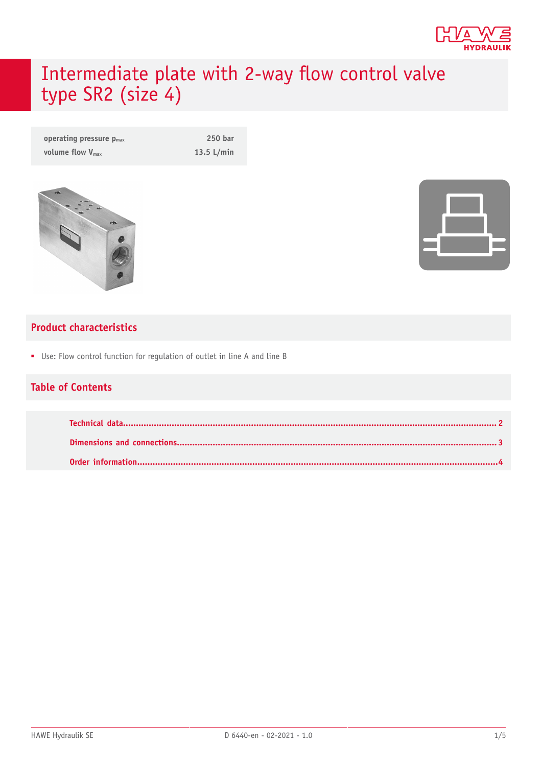# Intermediate plate with 2-way flow control valve type SR2 (size 4)

| | |
|---|---|
| operating pressure $p_{max}$ | 250 bar |
| volume flow $V_{max}$ | 13.5 L/min |

## Product characteristics

- Use: Flow control function for regulation of outlet in line A and line B

## Table of Contents

- Technical data.......................................................2
- Dimensions and connections.......................................3
- Order information...................................................4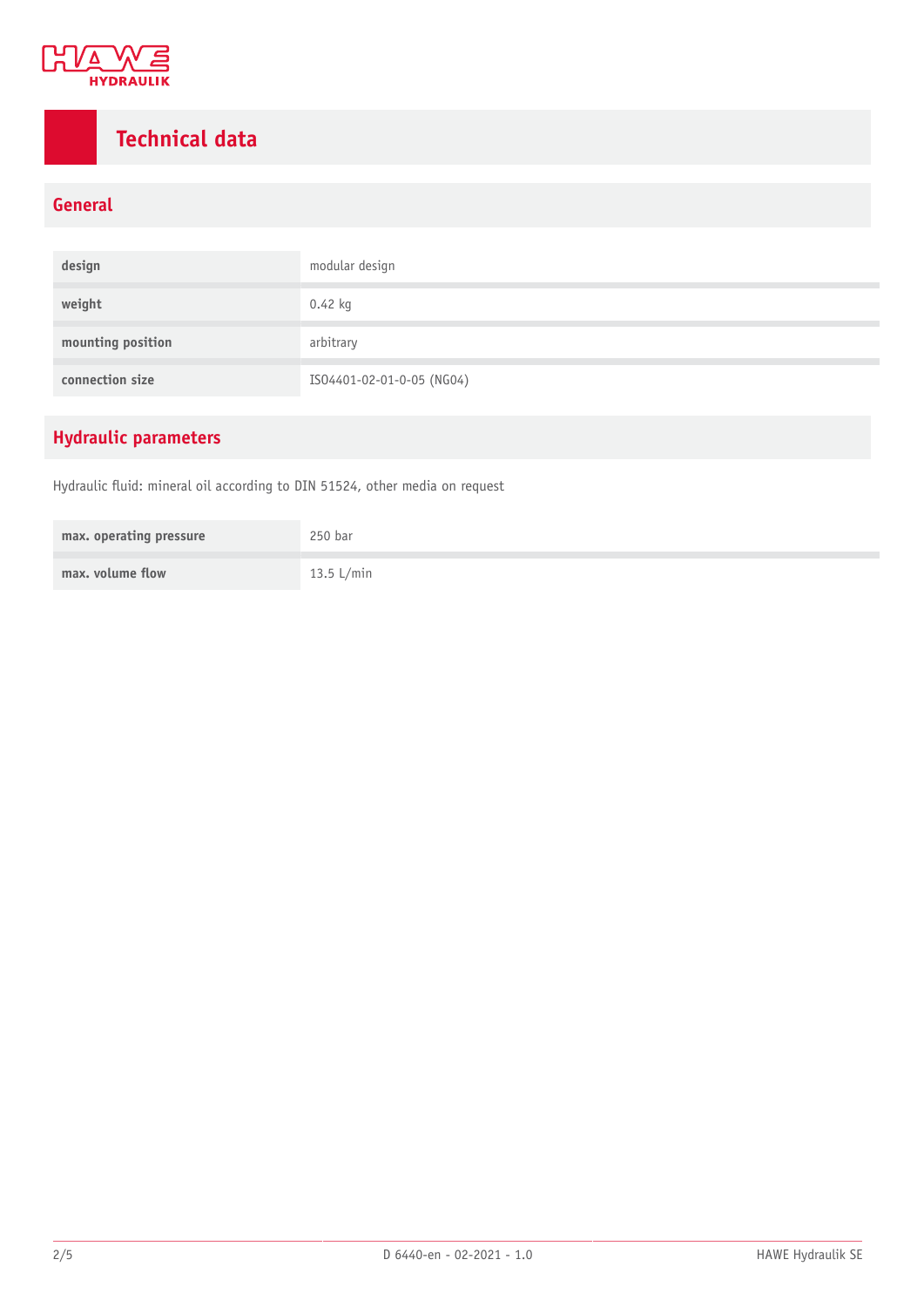# Technical data

## General

| | |
|---|---|
| design | modular design |
| weight | 0.42 kg |
| mounting position | arbitrary |
| connection size | ISO4401-02-01-0-05 (NG04) |

## Hydraulic parameters

Hydraulic fluid: mineral oil according to DIN 51524, other media on request

| | |
|---|---|
| max. operating pressure | 250 bar |
| max. volume flow | 13.5 L/min |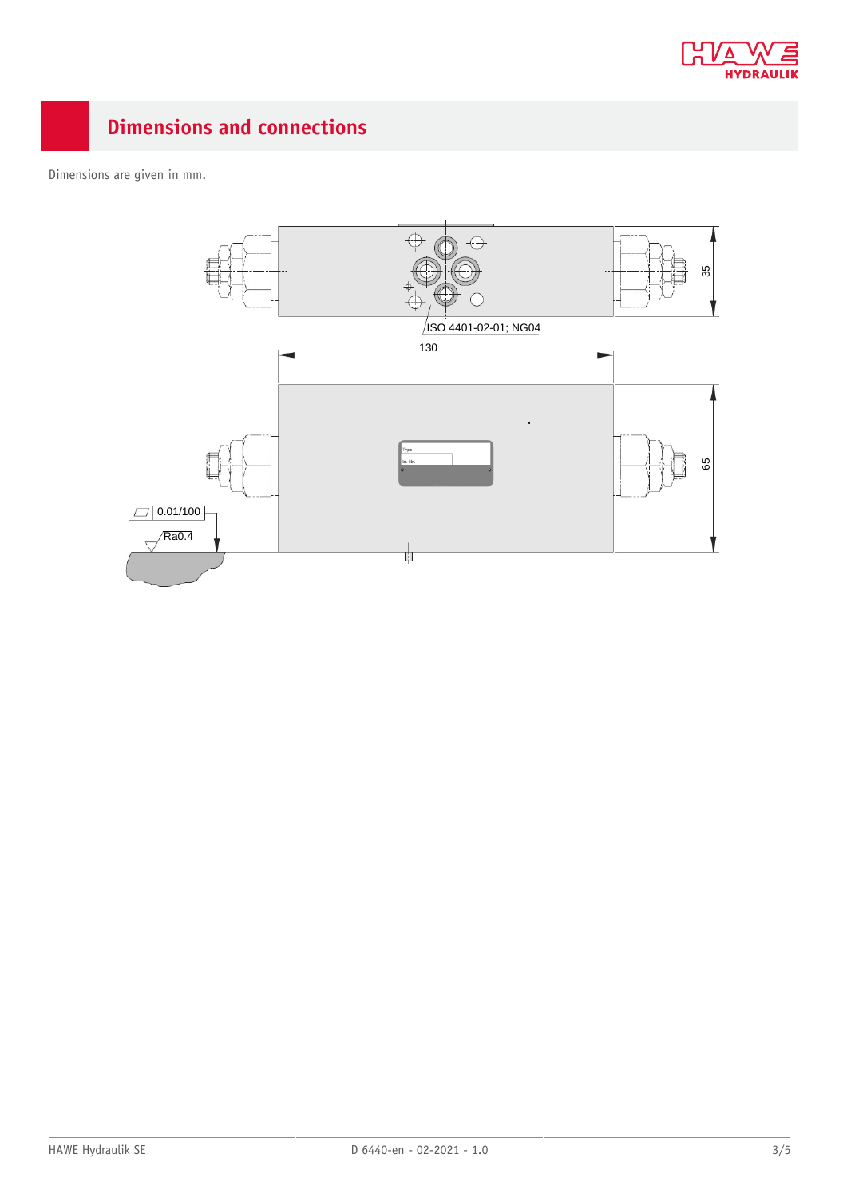## Dimensions and connections

Dimensions are given in mm.

ISO 4401-02-01; NG04

130

35

65

0.01/100

Ra0.4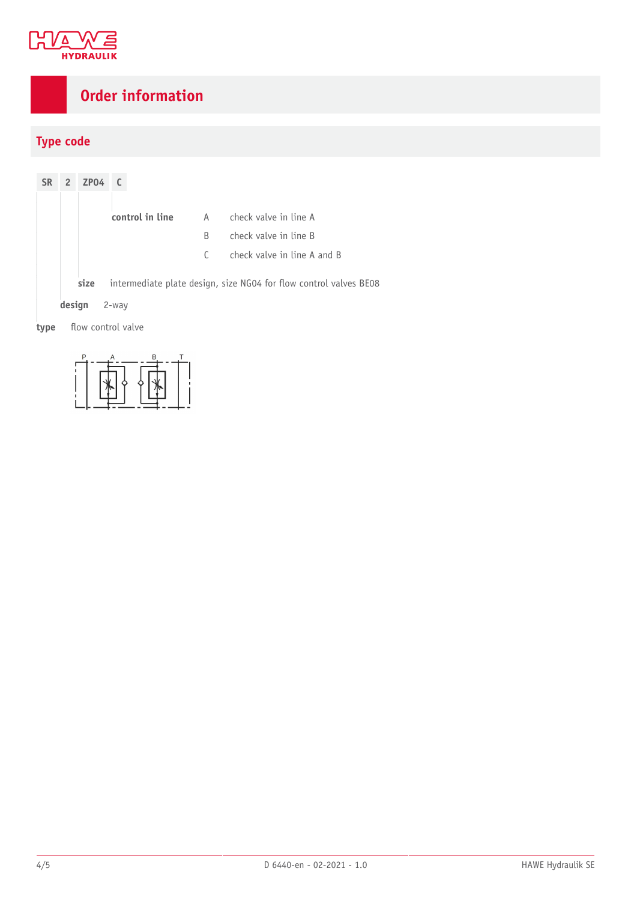# Order information

## Type code

| SR | 2 | ZP04 | C |
|---|---|---|---|

**control in line**

| | |
|---|---|
| A | check valve in line A |
| B | check valve in line B |
| C | check valve in line A and B |

**size** intermediate plate design, size NG04 for flow control valves BE08

**design** 2-way

**type** flow control valve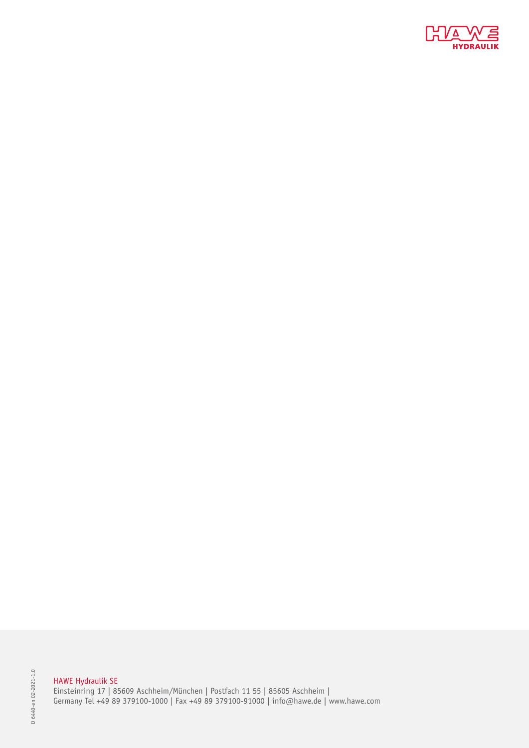HAWE Hydraulik SE
Einsteinring 17 | 85609 Aschheim/München | Postfach 11 55 | 85605 Aschheim |
Germany Tel +49 89 379100-1000 | Fax +49 89 379100-91000 | info@hawe.de | www.hawe.com

D 6440-en 02-2021-1.0